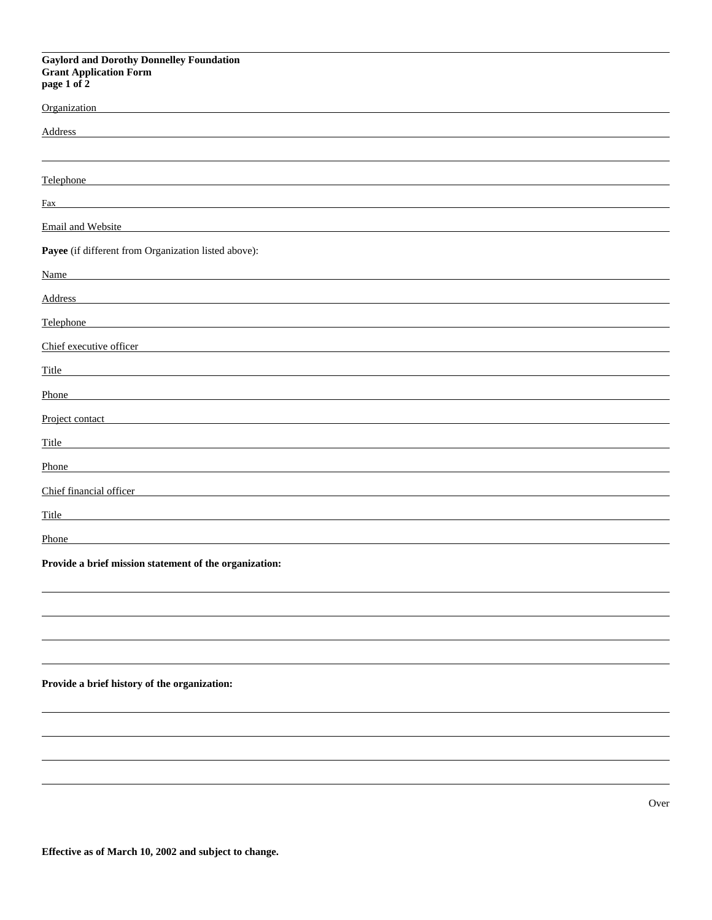**Gaylord and Dorothy Donnelley Foundation**
**Grant Application Form**
**page 1 of 2**

Organization \_\_\_\_\_\_\_\_\_\_\_\_\_\_\_\_\_\_\_\_\_\_\_\_\_\_\_\_\_\_\_\_\_\_\_\_\_\_\_\_

Address \_\_\_\_\_\_\_\_\_\_\_\_\_\_\_\_\_\_\_\_\_\_\_\_\_\_\_\_\_\_\_\_\_\_\_\_\_\_\_\_

\_\_\_\_\_\_\_\_\_\_\_\_\_\_\_\_\_\_\_\_\_\_\_\_\_\_\_\_\_\_\_\_\_\_\_\_\_\_\_\_

Telephone \_\_\_\_\_\_\_\_\_\_\_\_\_\_\_\_\_\_\_\_\_\_\_\_\_\_\_\_\_\_\_\_\_\_\_\_\_\_\_\_

Fax \_\_\_\_\_\_\_\_\_\_\_\_\_\_\_\_\_\_\_\_\_\_\_\_\_\_\_\_\_\_\_\_\_\_\_\_\_\_\_\_

Email and Website \_\_\_\_\_\_\_\_\_\_\_\_\_\_\_\_\_\_\_\_\_\_\_\_\_\_\_\_\_\_\_\_\_\_\_\_\_\_\_\_

**Payee** (if different from Organization listed above):

Name \_\_\_\_\_\_\_\_\_\_\_\_\_\_\_\_\_\_\_\_\_\_\_\_\_\_\_\_\_\_\_\_\_\_\_\_\_\_\_\_

Address \_\_\_\_\_\_\_\_\_\_\_\_\_\_\_\_\_\_\_\_\_\_\_\_\_\_\_\_\_\_\_\_\_\_\_\_\_\_\_\_

Telephone \_\_\_\_\_\_\_\_\_\_\_\_\_\_\_\_\_\_\_\_\_\_\_\_\_\_\_\_\_\_\_\_\_\_\_\_\_\_\_\_

Chief executive officer \_\_\_\_\_\_\_\_\_\_\_\_\_\_\_\_\_\_\_\_\_\_\_\_\_\_\_\_\_\_\_\_\_\_\_\_\_\_\_\_

Title \_\_\_\_\_\_\_\_\_\_\_\_\_\_\_\_\_\_\_\_\_\_\_\_\_\_\_\_\_\_\_\_\_\_\_\_\_\_\_\_

Phone \_\_\_\_\_\_\_\_\_\_\_\_\_\_\_\_\_\_\_\_\_\_\_\_\_\_\_\_\_\_\_\_\_\_\_\_\_\_\_\_

Project contact \_\_\_\_\_\_\_\_\_\_\_\_\_\_\_\_\_\_\_\_\_\_\_\_\_\_\_\_\_\_\_\_\_\_\_\_\_\_\_\_

Title \_\_\_\_\_\_\_\_\_\_\_\_\_\_\_\_\_\_\_\_\_\_\_\_\_\_\_\_\_\_\_\_\_\_\_\_\_\_\_\_

Phone \_\_\_\_\_\_\_\_\_\_\_\_\_\_\_\_\_\_\_\_\_\_\_\_\_\_\_\_\_\_\_\_\_\_\_\_\_\_\_\_

Chief financial officer \_\_\_\_\_\_\_\_\_\_\_\_\_\_\_\_\_\_\_\_\_\_\_\_\_\_\_\_\_\_\_\_\_\_\_\_\_\_\_\_

Title \_\_\_\_\_\_\_\_\_\_\_\_\_\_\_\_\_\_\_\_\_\_\_\_\_\_\_\_\_\_\_\_\_\_\_\_\_\_\_\_

Phone \_\_\_\_\_\_\_\_\_\_\_\_\_\_\_\_\_\_\_\_\_\_\_\_\_\_\_\_\_\_\_\_\_\_\_\_\_\_\_\_

**Provide a brief mission statement of the organization:**

\_\_\_\_\_\_\_\_\_\_\_\_\_\_\_\_\_\_\_\_\_\_\_\_\_\_\_\_\_\_\_\_\_\_\_\_\_\_\_\_

\_\_\_\_\_\_\_\_\_\_\_\_\_\_\_\_\_\_\_\_\_\_\_\_\_\_\_\_\_\_\_\_\_\_\_\_\_\_\_\_

\_\_\_\_\_\_\_\_\_\_\_\_\_\_\_\_\_\_\_\_\_\_\_\_\_\_\_\_\_\_\_\_\_\_\_\_\_\_\_\_

\_\_\_\_\_\_\_\_\_\_\_\_\_\_\_\_\_\_\_\_\_\_\_\_\_\_\_\_\_\_\_\_\_\_\_\_\_\_\_\_

**Provide a brief history of the organization:**

\_\_\_\_\_\_\_\_\_\_\_\_\_\_\_\_\_\_\_\_\_\_\_\_\_\_\_\_\_\_\_\_\_\_\_\_\_\_\_\_

\_\_\_\_\_\_\_\_\_\_\_\_\_\_\_\_\_\_\_\_\_\_\_\_\_\_\_\_\_\_\_\_\_\_\_\_\_\_\_\_

\_\_\_\_\_\_\_\_\_\_\_\_\_\_\_\_\_\_\_\_\_\_\_\_\_\_\_\_\_\_\_\_\_\_\_\_\_\_\_\_

\_\_\_\_\_\_\_\_\_\_\_\_\_\_\_\_\_\_\_\_\_\_\_\_\_\_\_\_\_\_\_\_\_\_\_\_\_\_\_\_

Over

**Effective as of March 10, 2002 and subject to change.**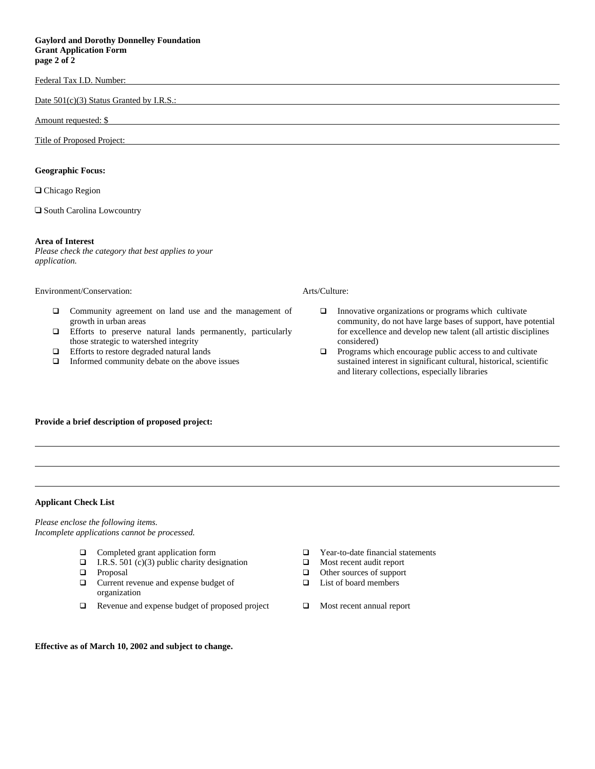**Gaylord and Dorothy Donnelley Foundation**
**Grant Application Form**

Federal Tax I.D. Number: ______________________________

Date 501(c)(3) Status Granted by I.R.S.: ______________________________

Amount requested: $ ______________________________

Title of Proposed Project: ______________________________

**Geographic Focus:**

- ❑ Chicago Region
- ❑ South Carolina Lowcountry

**Area of Interest**
*Please check the category that best applies to your application.*

Environment/Conservation:

- ❑ Community agreement on land use and the management of growth in urban areas
- ❑ Efforts to preserve natural lands permanently, particularly those strategic to watershed integrity
- ❑ Efforts to restore degraded natural lands
- ❑ Informed community debate on the above issues

Arts/Culture:

- ❑ Innovative organizations or programs which cultivate community, do not have large bases of support, have potential for excellence and develop new talent (all artistic disciplines considered)
- ❑ Programs which encourage public access to and cultivate sustained interest in significant cultural, historical, scientific and literary collections, especially libraries

**Provide a brief description of proposed project:**

______________________________

______________________________

______________________________

**Applicant Check List**

*Please enclose the following items.*
*Incomplete applications cannot be processed.*

- ❑ Completed grant application form
- ❑ I.R.S. 501 (c)(3) public charity designation
- ❑ Proposal
- ❑ Current revenue and expense budget of organization
- ❑ Revenue and expense budget of proposed project
- ❑ Year-to-date financial statements
- ❑ Most recent audit report
- ❑ Other sources of support
- ❑ List of board members
- ❑ Most recent annual report

**Effective as of March 10, 2002 and subject to change.**